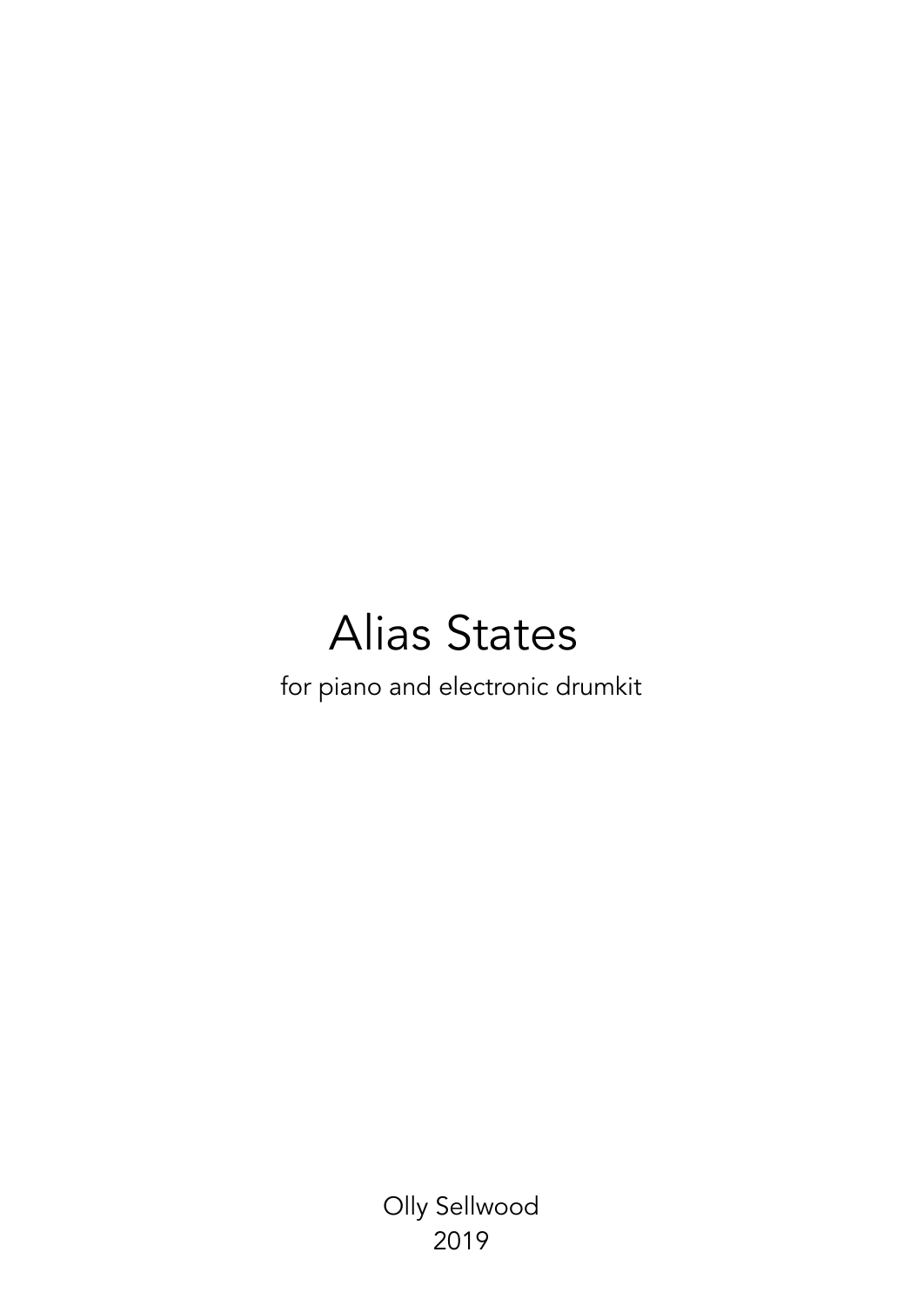# Alias States

for piano and electronic drumkit

Olly Sellwood

2019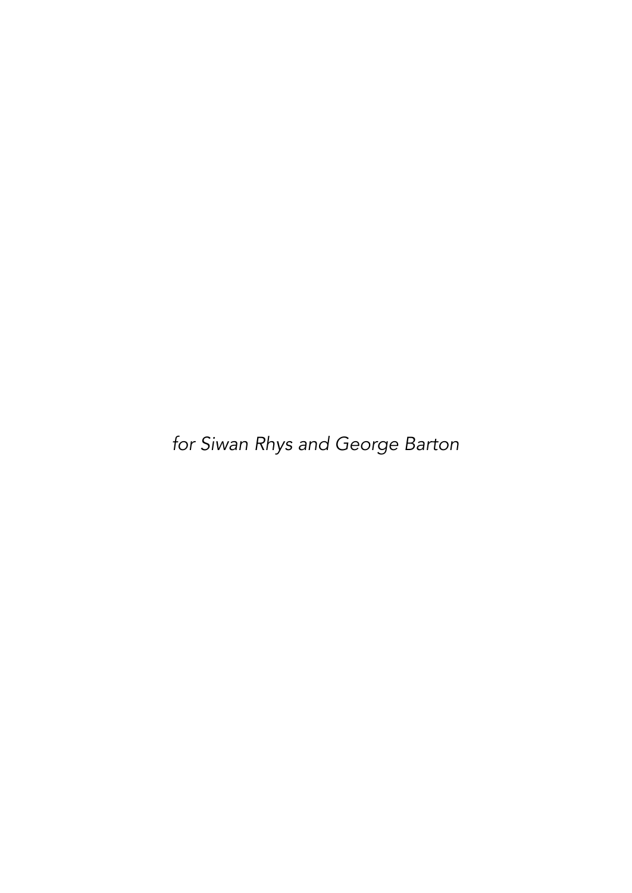*for Siwan Rhys and George Barton*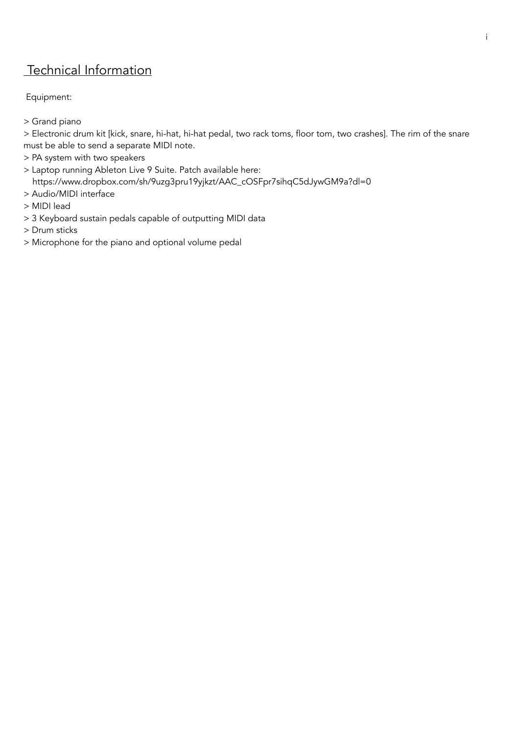## Technical Information

Equipment:

> Grand piano

> Electronic drum kit [kick, snare, hi-hat, hi-hat pedal, two rack toms, floor tom, two crashes]. The rim of the snare must be able to send a separate MIDI note.

> PA system with two speakers

> Laptop running Ableton Live 9 Suite. Patch available here: https://www.dropbox.com/sh/9uzg3pru19yjkzt/AAC_cOSFpr7sihqC5dJywGM9a?dl=0

> Audio/MIDI interface

> MIDI lead

> 3 Keyboard sustain pedals capable of outputting MIDI data

> Drum sticks

> Microphone for the piano and optional volume pedal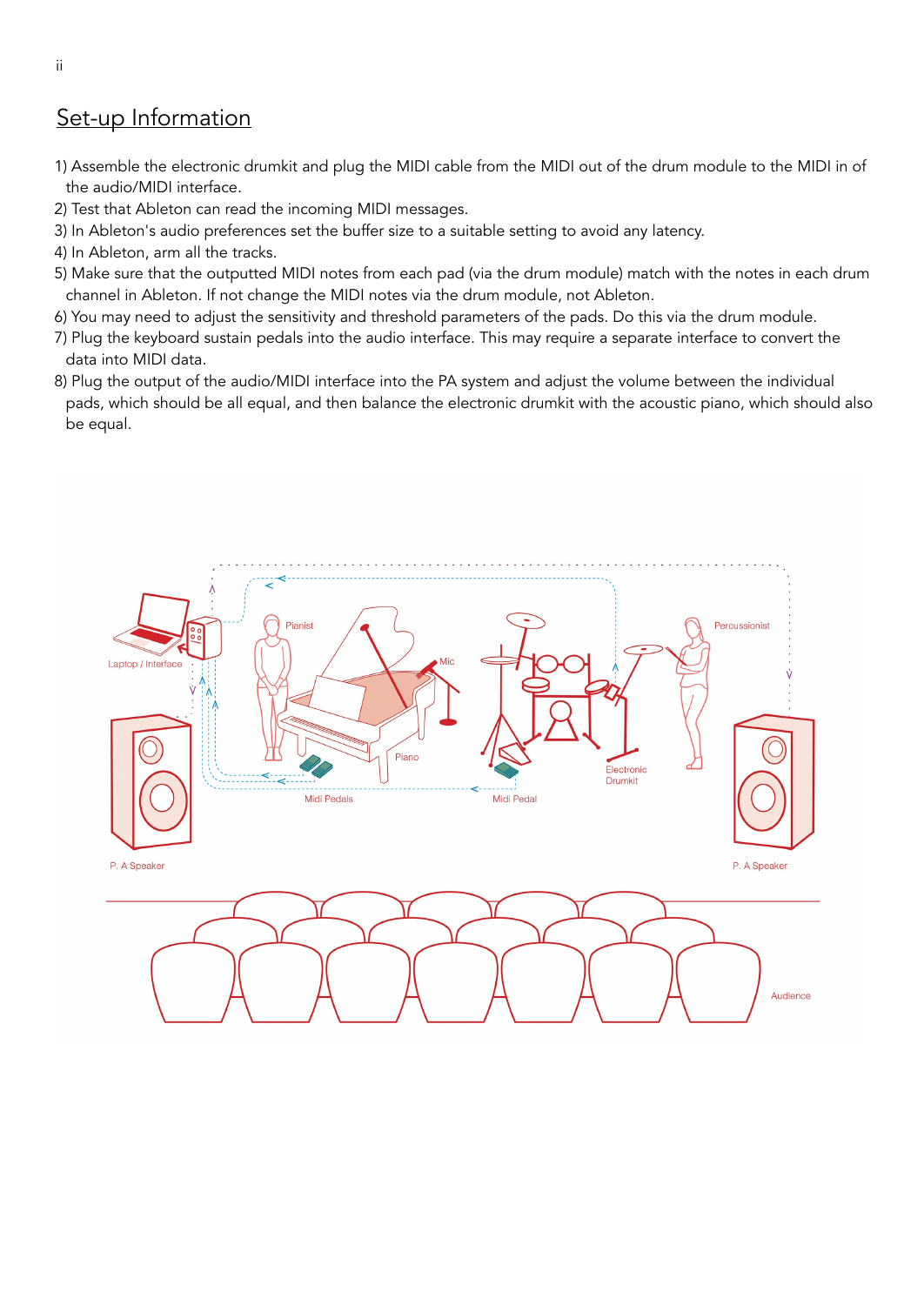# Set-up Information

1) Assemble the electronic drumkit and plug the MIDI cable from the MIDI out of the drum module to the MIDI in of the audio/MIDI interface.
2) Test that Ableton can read the incoming MIDI messages.
3) In Ableton's audio preferences set the buffer size to a suitable setting to avoid any latency.
4) In Ableton, arm all the tracks.
5) Make sure that the outputted MIDI notes from each pad (via the drum module) match with the notes in each drum channel in Ableton. If not change the MIDI notes via the drum module, not Ableton.
6) You may need to adjust the sensitivity and threshold parameters of the pads. Do this via the drum module.
7) Plug the keyboard sustain pedals into the audio interface. This may require a separate interface to convert the data into MIDI data.
8) Plug the output of the audio/MIDI interface into the PA system and adjust the volume between the individual pads, which should be all equal, and then balance the electronic drumkit with the acoustic piano, which should also be equal.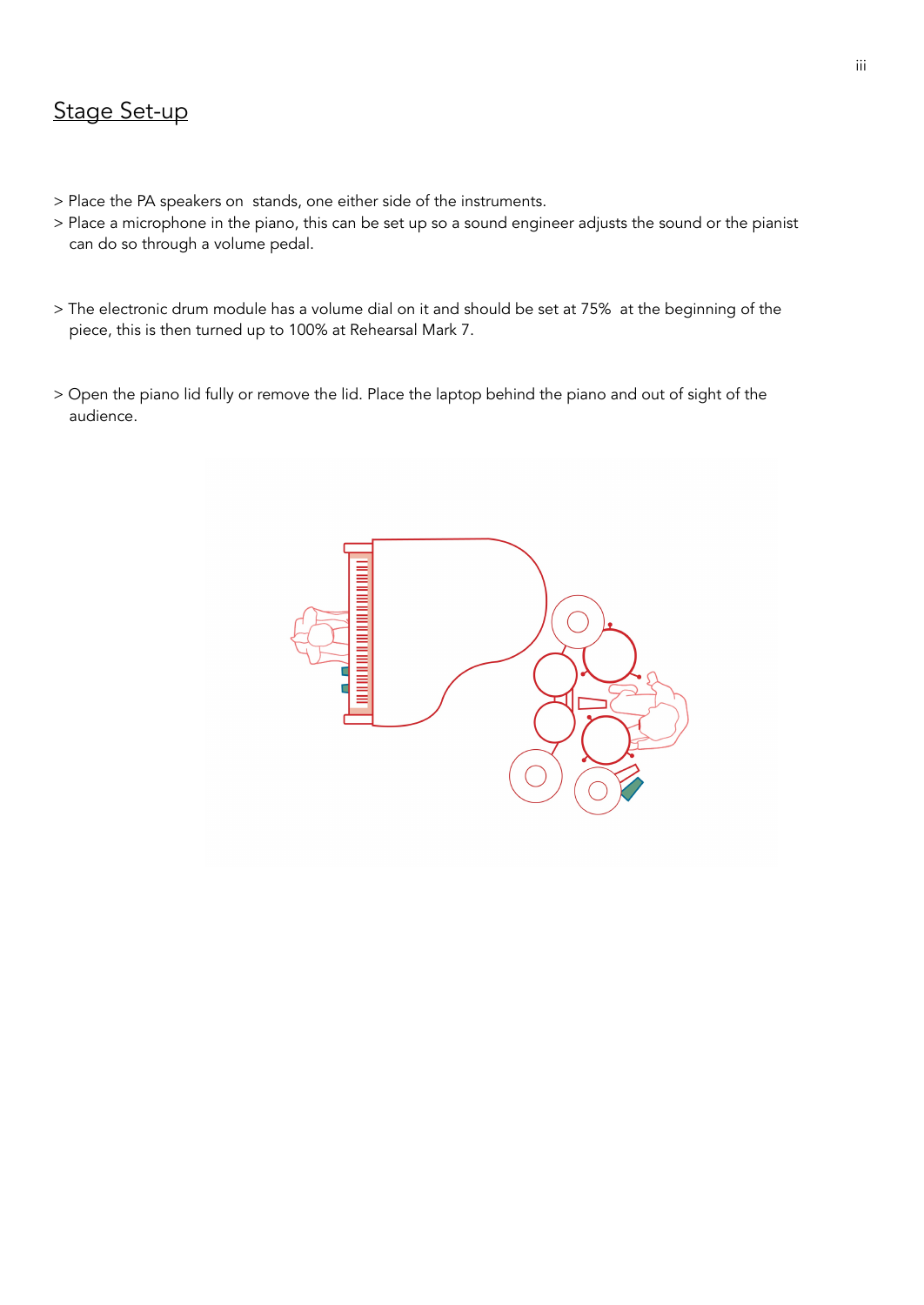## Stage Set-up

> Place the PA speakers on  stands, one either side of the instruments.
> Place a microphone in the piano, this can be set up so a sound engineer adjusts the sound or the pianist can do so through a volume pedal.

> The electronic drum module has a volume dial on it and should be set at 75%  at the beginning of the piece, this is then turned up to 100% at Rehearsal Mark 7.

> Open the piano lid fully or remove the lid. Place the laptop behind the piano and out of sight of the audience.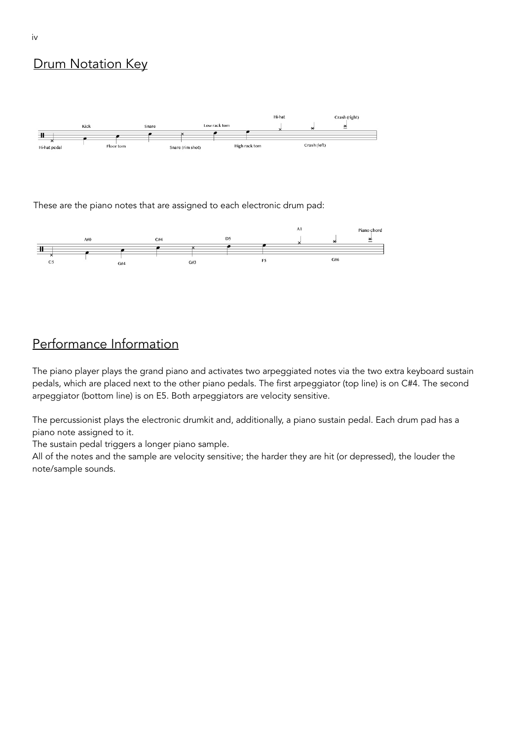## Drum Notation Key

These are the piano notes that are assigned to each electronic drum pad:

## Performance Information

The piano player plays the grand piano and activates two arpeggiated notes via the two extra keyboard sustain pedals, which are placed next to the other piano pedals. The first arpeggiator (top line) is on C#4. The second arpeggiator (bottom line) is on E5. Both arpeggiators are velocity sensitive.

The percussionist plays the electronic drumkit and, additionally, a piano sustain pedal. Each drum pad has a piano note assigned to it.
The sustain pedal triggers a longer piano sample.
All of the notes and the sample are velocity sensitive; the harder they are hit (or depressed), the louder the note/sample sounds.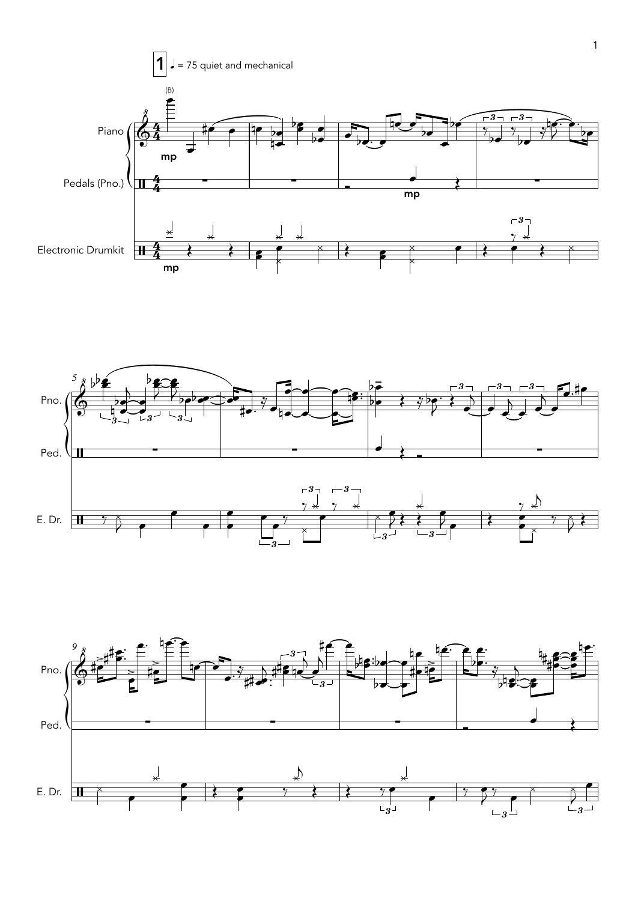1 ♩ = 75 quiet and mechanical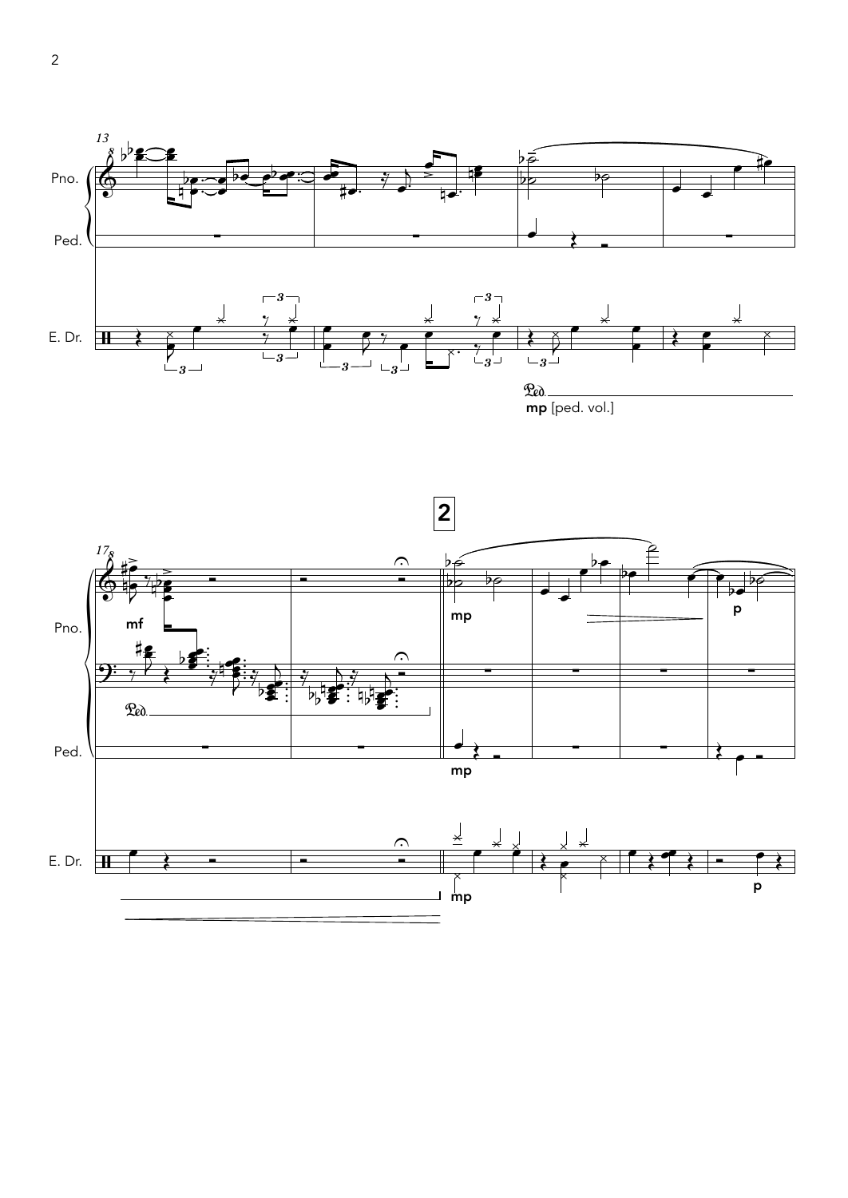13

Pno.

Ped.

E. Dr.

mp [ped. vol.]

**2**

17

Pno.

mf

Ped.

mp

p

E. Dr.

mp

p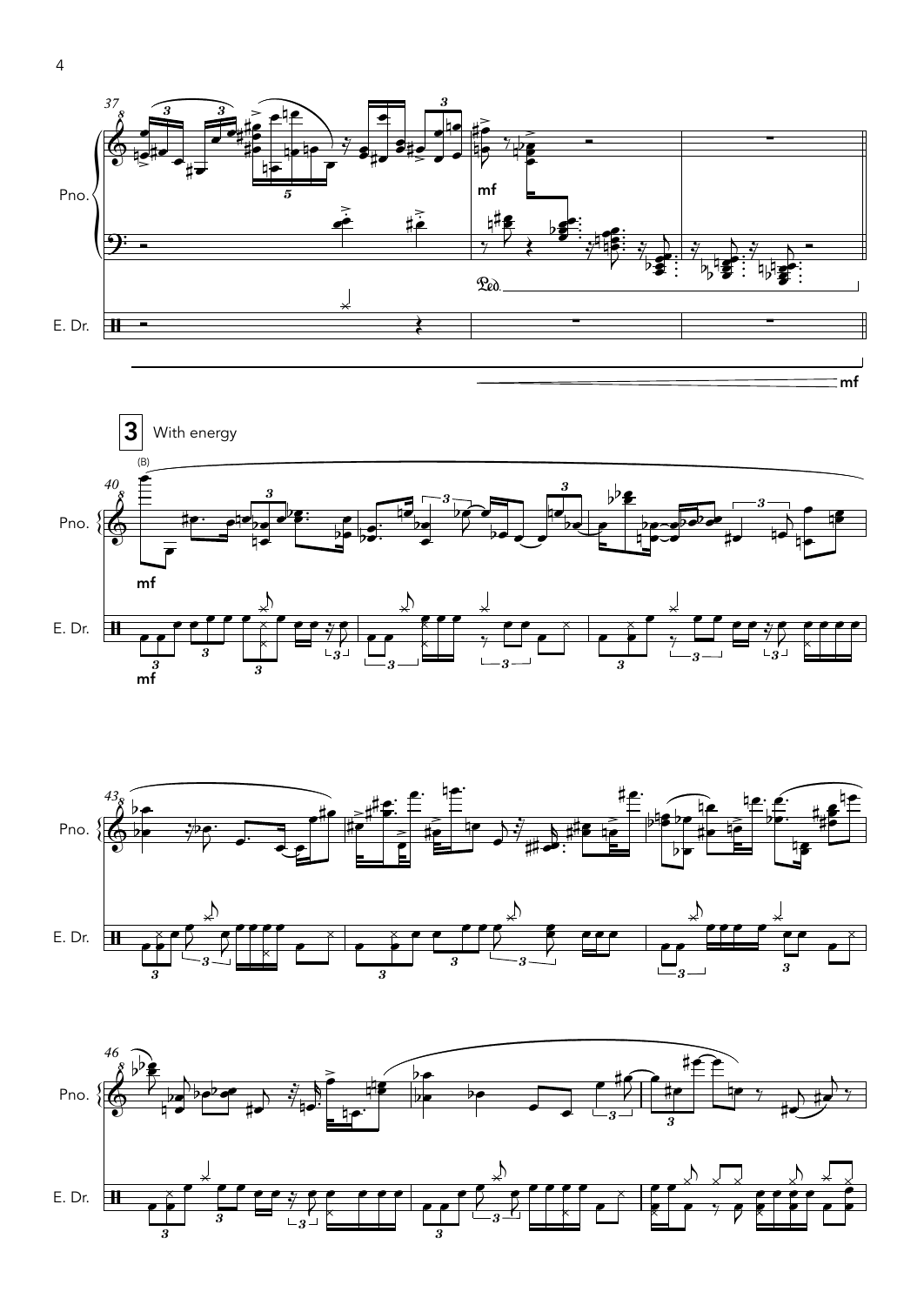**3** With energy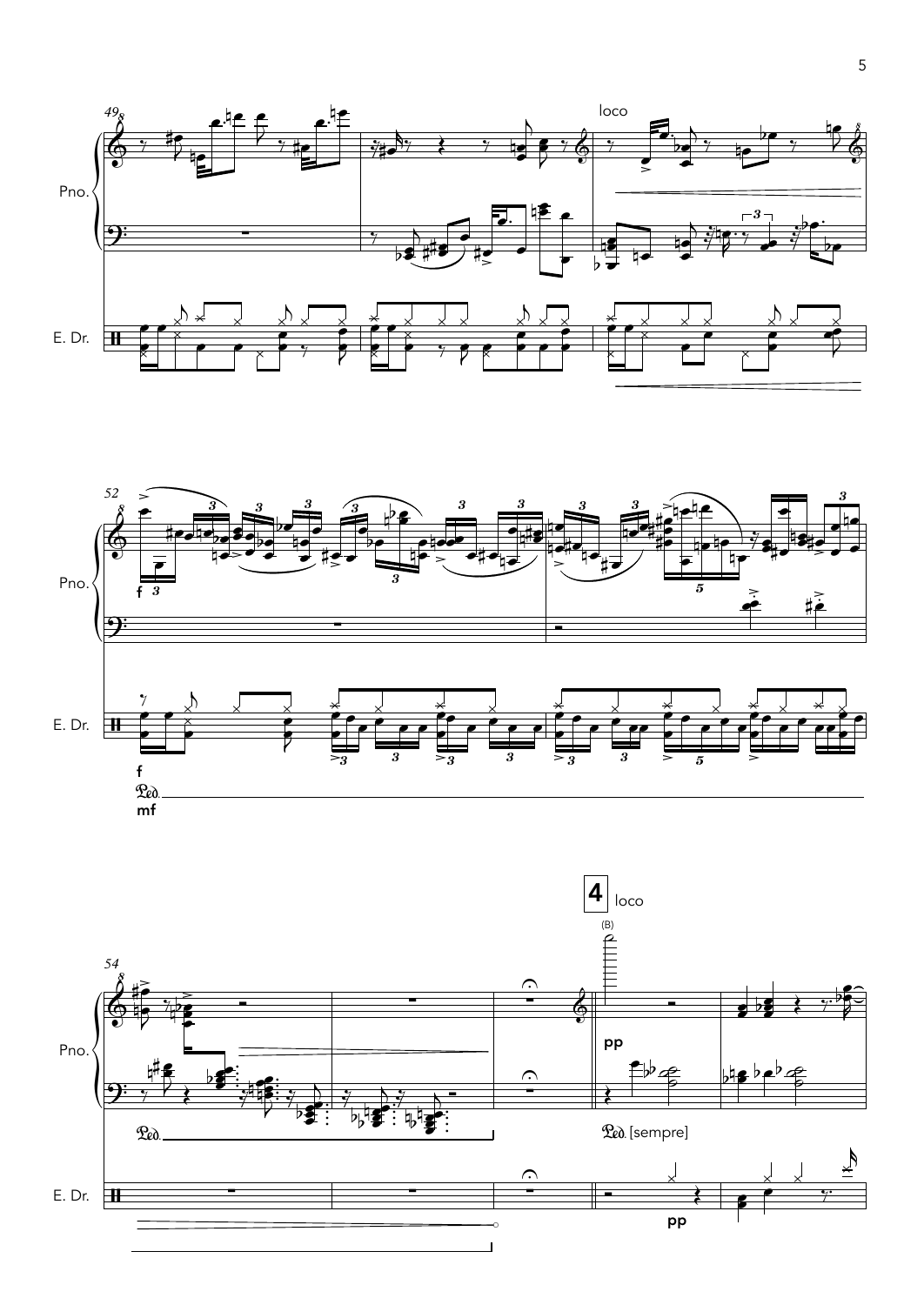loco

Pno.

E. Dr.

f

f

Ped.

mf

Ped.

4 loco

(B)

pp

Ped. [sempre]

pp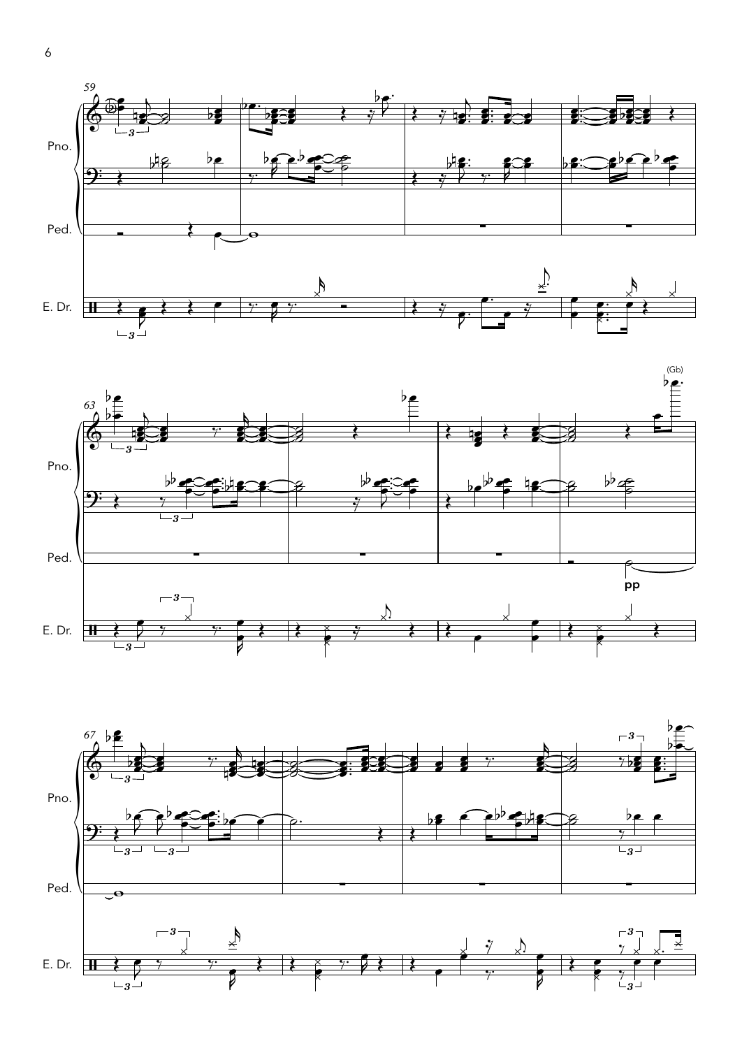59

Pno.

Ped.

E. Dr.

63

(Gb)

pp

67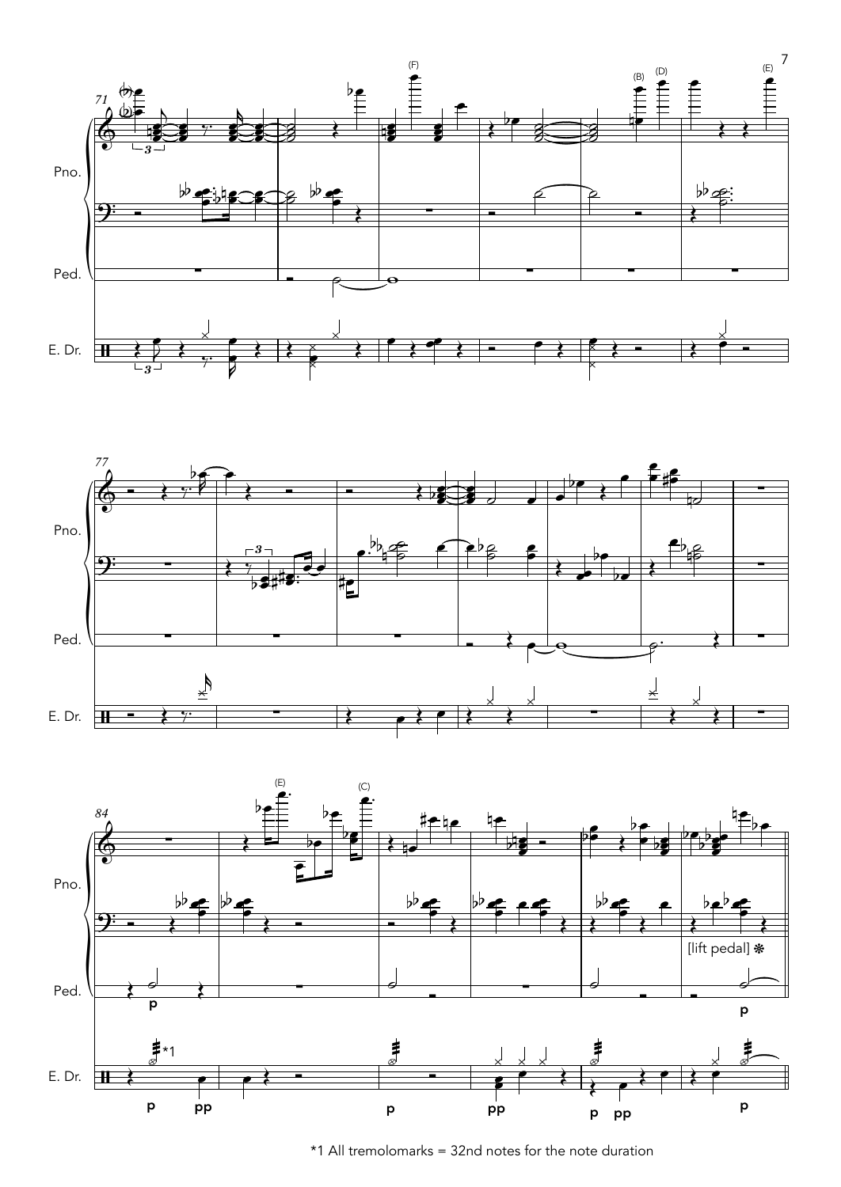*1 All tremolomarks = 32nd notes for the note duration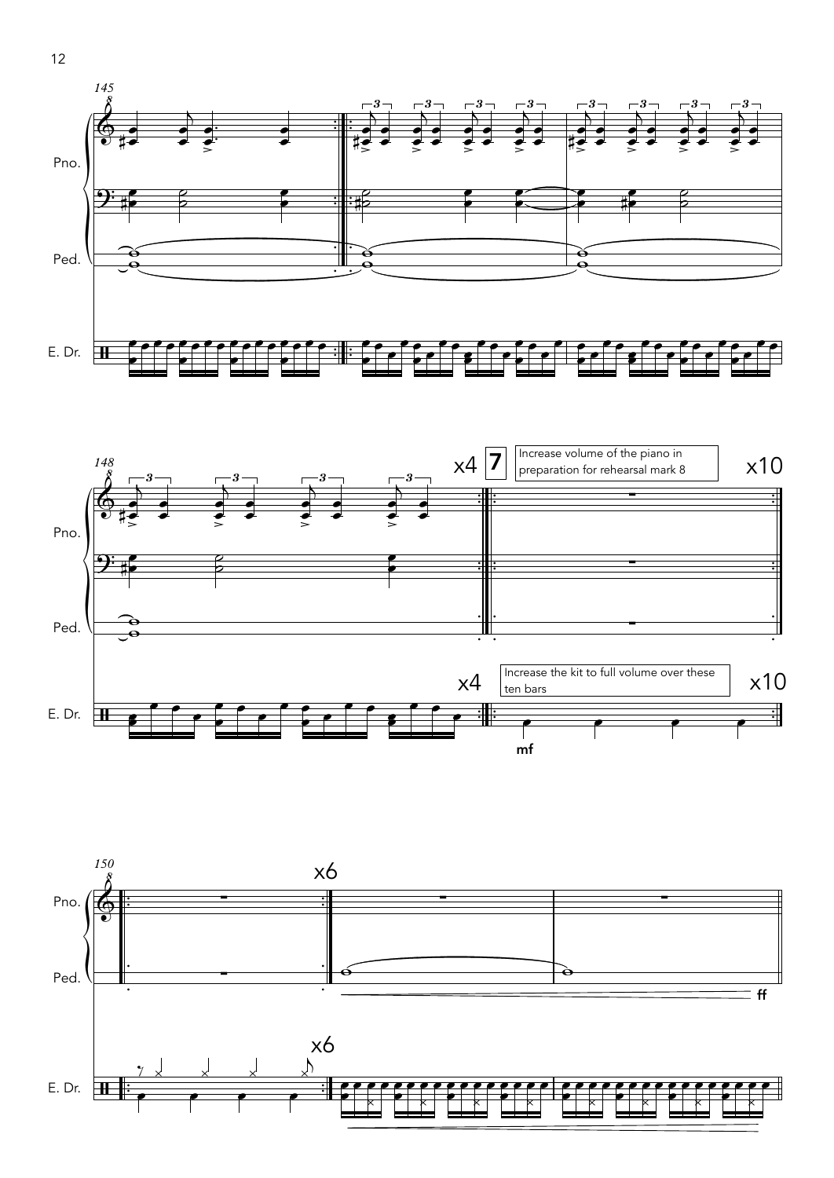145

Pno.

Ped.

E. Dr.

148

x4

**7**

Increase volume of the piano in preparation for rehearsal mark 8

x10

x4

Increase the kit to full volume over these ten bars

x10

mf

150

x6

x6

ff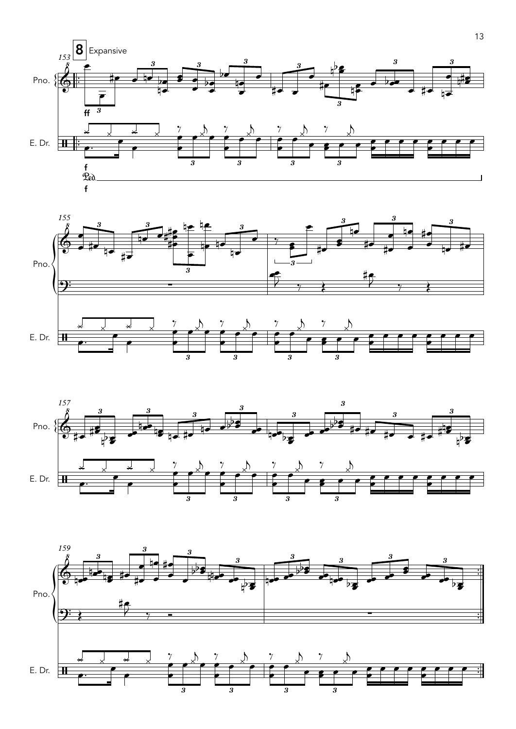**8** Expansive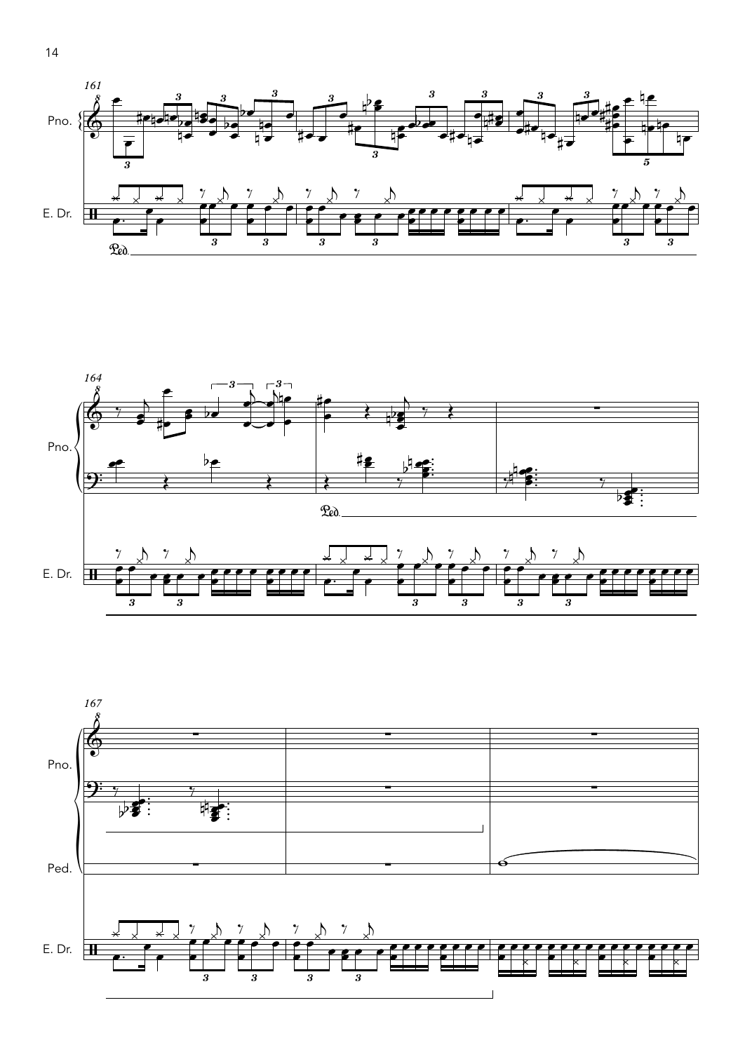161

Pno.

E. Dr.

Ped.

164

Pno.

E. Dr.

167

Pno.

Ped.

E. Dr.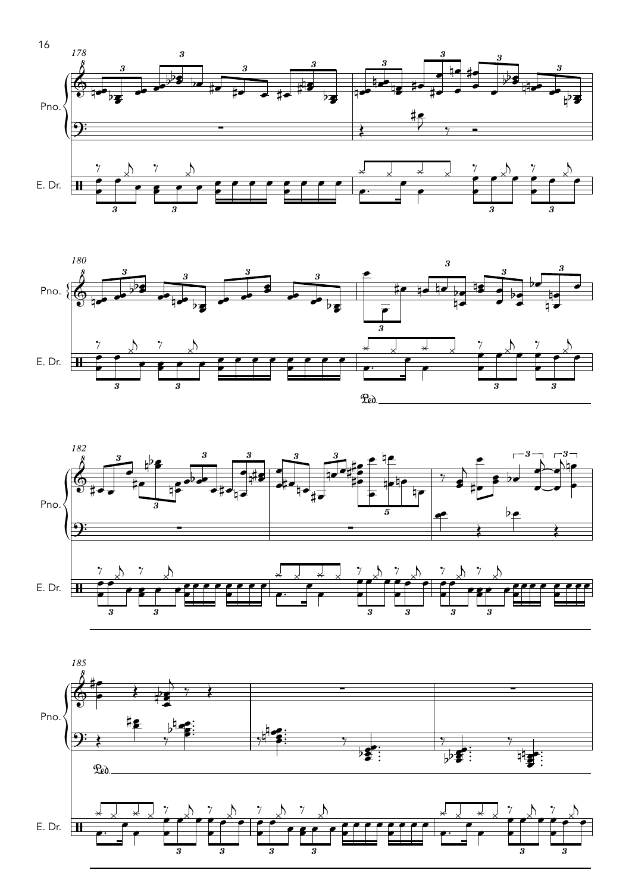178

Pno.

E. Dr.

180

Pno.

E. Dr.

182

Pno.

E. Dr.

185

Pno.

E. Dr.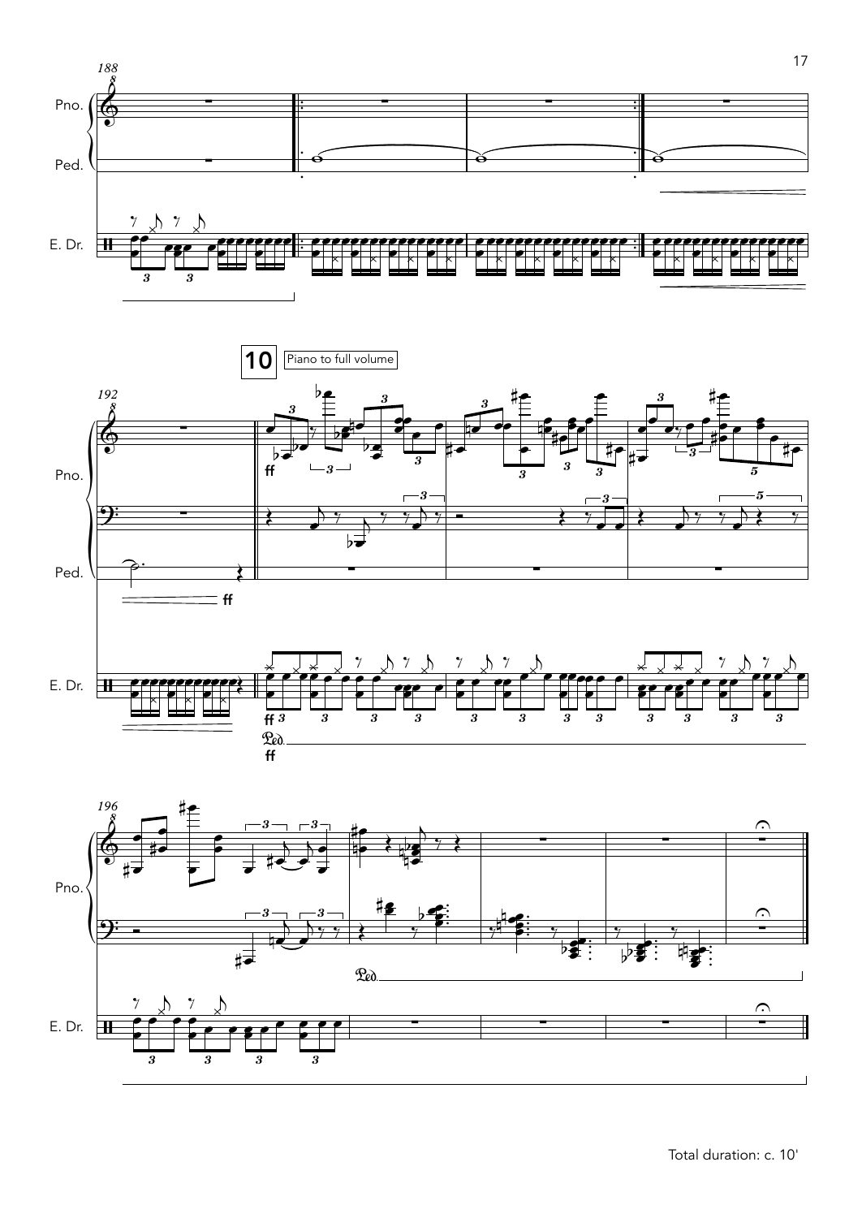10

Piano to full volume

Total duration: c. 10'